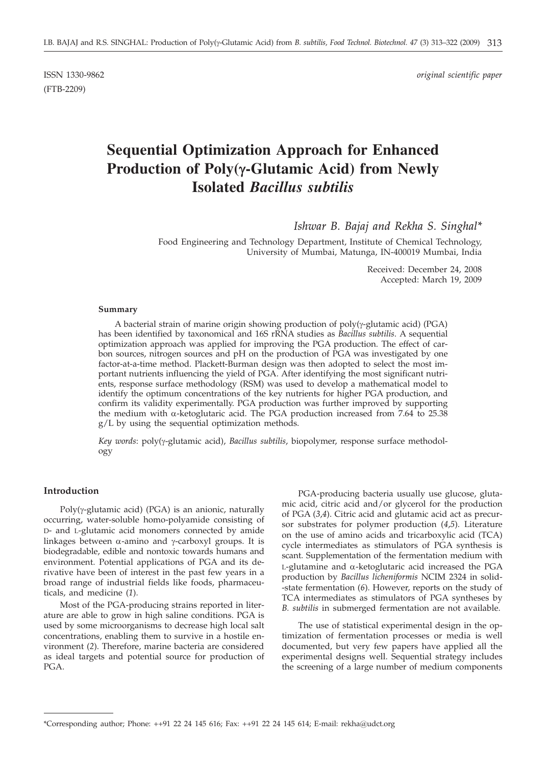ISSN 1330-9862 *original scientific paper*
(FTB-2209)

# Sequential Optimization Approach for Enhanced Production of Poly(γ-Glutamic Acid) from Newly Isolated *Bacillus subtilis*

*Ishwar B. Bajaj and Rekha S. Singhal**

Food Engineering and Technology Department, Institute of Chemical Technology, University of Mumbai, Matunga, IN-400019 Mumbai, India

Received: December 24, 2008
Accepted: March 19, 2009

**Summary**

A bacterial strain of marine origin showing production of poly(γ-glutamic acid) (PGA) has been identified by taxonomical and 16S rRNA studies as *Bacillus subtilis*. A sequential optimization approach was applied for improving the PGA production. The effect of carbon sources, nitrogen sources and pH on the production of PGA was investigated by one factor-at-a-time method. Plackett-Burman design was then adopted to select the most important nutrients influencing the yield of PGA. After identifying the most significant nutrients, response surface methodology (RSM) was used to develop a mathematical model to identify the optimum concentrations of the key nutrients for higher PGA production, and confirm its validity experimentally. PGA production was further improved by supporting the medium with α-ketoglutaric acid. The PGA production increased from 7.64 to 25.38 g/L by using the sequential optimization methods.

*Key words*: poly(γ-glutamic acid), *Bacillus subtilis*, biopolymer, response surface methodology

## Introduction

Poly(γ-glutamic acid) (PGA) is an anionic, naturally occurring, water-soluble homo-polyamide consisting of D- and L-glutamic acid monomers connected by amide linkages between α-amino and γ-carboxyl groups. It is biodegradable, edible and nontoxic towards humans and environment. Potential applications of PGA and its derivative have been of interest in the past few years in a broad range of industrial fields like foods, pharmaceuticals, and medicine (*1*).

Most of the PGA-producing strains reported in literature are able to grow in high saline conditions. PGA is used by some microorganisms to decrease high local salt concentrations, enabling them to survive in a hostile environment (*2*). Therefore, marine bacteria are considered as ideal targets and potential source for production of PGA.

PGA-producing bacteria usually use glucose, glutamic acid, citric acid and/or glycerol for the production of PGA (*3*,*4*). Citric acid and glutamic acid act as precursor substrates for polymer production (*4*,*5*). Literature on the use of amino acids and tricarboxylic acid (TCA) cycle intermediates as stimulators of PGA synthesis is scant. Supplementation of the fermentation medium with L-glutamine and α-ketoglutaric acid increased the PGA production by *Bacillus licheniformis* NCIM 2324 in solid-state fermentation (*6*). However, reports on the study of TCA intermediates as stimulators of PGA syntheses by *B. subtilis* in submerged fermentation are not available.

The use of statistical experimental design in the optimization of fermentation processes or media is well documented, but very few papers have applied all the experimental designs well. Sequential strategy includes the screening of a large number of medium components

*Corresponding author; Phone: ++91 22 24 145 616; Fax: ++91 22 24 145 614; E-mail: rekha@udct.org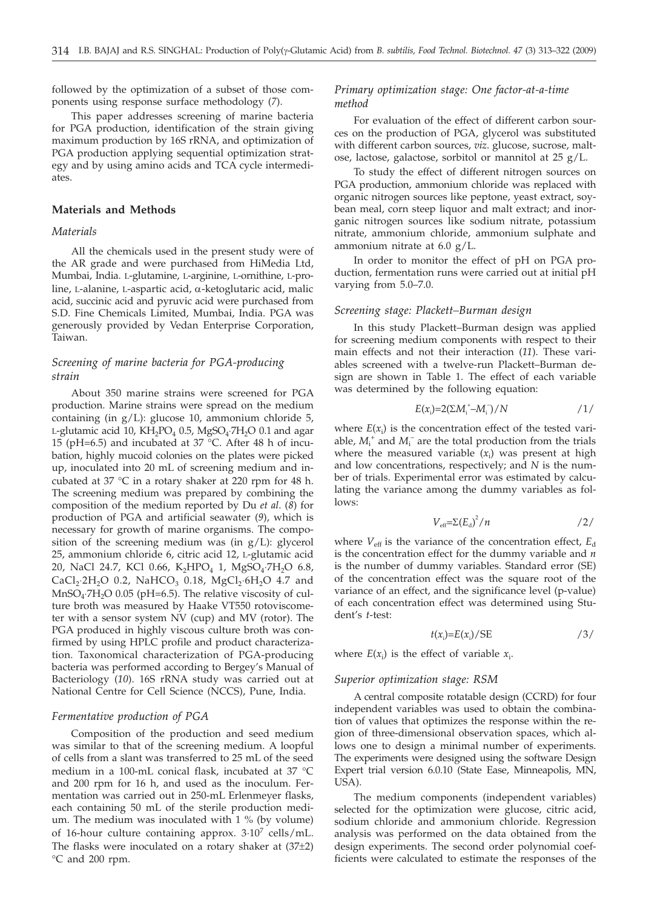followed by the optimization of a subset of those components using response surface methodology (*7*).

This paper addresses screening of marine bacteria for PGA production, identification of the strain giving maximum production by 16S rRNA, and optimization of PGA production applying sequential optimization strategy and by using amino acids and TCA cycle intermediates.

## Materials and Methods

### *Materials*

All the chemicals used in the present study were of the AR grade and were purchased from HiMedia Ltd, Mumbai, India. L-glutamine, L-arginine, L-ornithine, L-proline, L-alanine, L-aspartic acid, α-ketoglutaric acid, malic acid, succinic acid and pyruvic acid were purchased from S.D. Fine Chemicals Limited, Mumbai, India. PGA was generously provided by Vedan Enterprise Corporation, Taiwan.

### *Screening of marine bacteria for PGA-producing strain*

About 350 marine strains were screened for PGA production. Marine strains were spread on the medium containing (in g/L): glucose 10, ammonium chloride 5, L-glutamic acid 10, $KH_2PO_4$ 0.5, $MgSO_4{\cdot}7H_2O$ 0.1 and agar 15 (pH=6.5) and incubated at 37 °C. After 48 h of incubation, highly mucoid colonies on the plates were picked up, inoculated into 20 mL of screening medium and incubated at 37 °C in a rotary shaker at 220 rpm for 48 h. The screening medium was prepared by combining the composition of the medium reported by Du *et al.* (*8*) for production of PGA and artificial seawater (*9*), which is necessary for growth of marine organisms. The composition of the screening medium was (in g/L): glycerol 25, ammonium chloride 6, citric acid 12, L-glutamic acid 20, NaCl 24.7, KCl 0.66, $K_2HPO_4$ 1, $MgSO_4{\cdot}7H_2O$ 6.8, $CaCl_2{\cdot}2H_2O$ 0.2, $NaHCO_3$ 0.18, $MgCl_2{\cdot}6H_2O$ 4.7 and $MnSO_4{\cdot}7H_2O$ 0.05 (pH=6.5). The relative viscosity of culture broth was measured by Haake VT550 rotoviscometer with a sensor system NV (cup) and MV (rotor). The PGA produced in highly viscous culture broth was confirmed by using HPLC profile and product characterization. Taxonomical characterization of PGA-producing bacteria was performed according to Bergey's Manual of Bacteriology (*10*). 16S rRNA study was carried out at National Centre for Cell Science (NCCS), Pune, India.

### *Fermentative production of PGA*

Composition of the production and seed medium was similar to that of the screening medium. A loopful of cells from a slant was transferred to 25 mL of the seed medium in a 100-mL conical flask, incubated at 37 °C and 200 rpm for 16 h, and used as the inoculum. Fermentation was carried out in 250-mL Erlenmeyer flasks, each containing 50 mL of the sterile production medium. The medium was inoculated with 1 % (by volume) of 16-hour culture containing approx. $3{\cdot}10^7$ cells/mL. The flasks were inoculated on a rotary shaker at (37±2) °C and 200 rpm.

### *Primary optimization stage: One factor-at-a-time method*

For evaluation of the effect of different carbon sources on the production of PGA, glycerol was substituted with different carbon sources, *viz.* glucose, sucrose, maltose, lactose, galactose, sorbitol or mannitol at 25 g/L.

To study the effect of different nitrogen sources on PGA production, ammonium chloride was replaced with organic nitrogen sources like peptone, yeast extract, soybean meal, corn steep liquor and malt extract; and inorganic nitrogen sources like sodium nitrate, potassium nitrate, ammonium chloride, ammonium sulphate and ammonium nitrate at 6.0 g/L.

In order to monitor the effect of pH on PGA production, fermentation runs were carried out at initial pH varying from 5.0–7.0.

### *Screening stage: Plackett–Burman design*

In this study Plackett–Burman design was applied for screening medium components with respect to their main effects and not their interaction (*11*). These variables screened with a twelve-run Plackett–Burman design are shown in Table 1. The effect of each variable was determined by the following equation:

$$E(x_i)=2(\Sigma M_i^+-M_i^-)/N \qquad /1/$$

where $E(x_i)$ is the concentration effect of the tested variable, $M_i^+$ and $M_i^-$ are the total production from the trials where the measured variable ($x_i$) was present at high and low concentrations, respectively; and $N$ is the number of trials. Experimental error was estimated by calculating the variance among the dummy variables as follows:

$$V_{eff}=\Sigma(E_d)^2/n \qquad /2/$$

where $V_{eff}$ is the variance of the concentration effect, $E_d$ is the concentration effect for the dummy variable and $n$ is the number of dummy variables. Standard error (SE) of the concentration effect was the square root of the variance of an effect, and the significance level (p-value) of each concentration effect was determined using Student's *t*-test:

$$t(x_i)=E(x_i)/\mathrm{SE} \qquad /3/$$

where $E(x_i)$ is the effect of variable $x_i$.

### *Superior optimization stage: RSM*

A central composite rotatable design (CCRD) for four independent variables was used to obtain the combination of values that optimizes the response within the region of three-dimensional observation spaces, which allows one to design a minimal number of experiments. The experiments were designed using the software Design Expert trial version 6.0.10 (State Ease, Minneapolis, MN, USA).

The medium components (independent variables) selected for the optimization were glucose, citric acid, sodium chloride and ammonium chloride. Regression analysis was performed on the data obtained from the design experiments. The second order polynomial coefficients were calculated to estimate the responses of the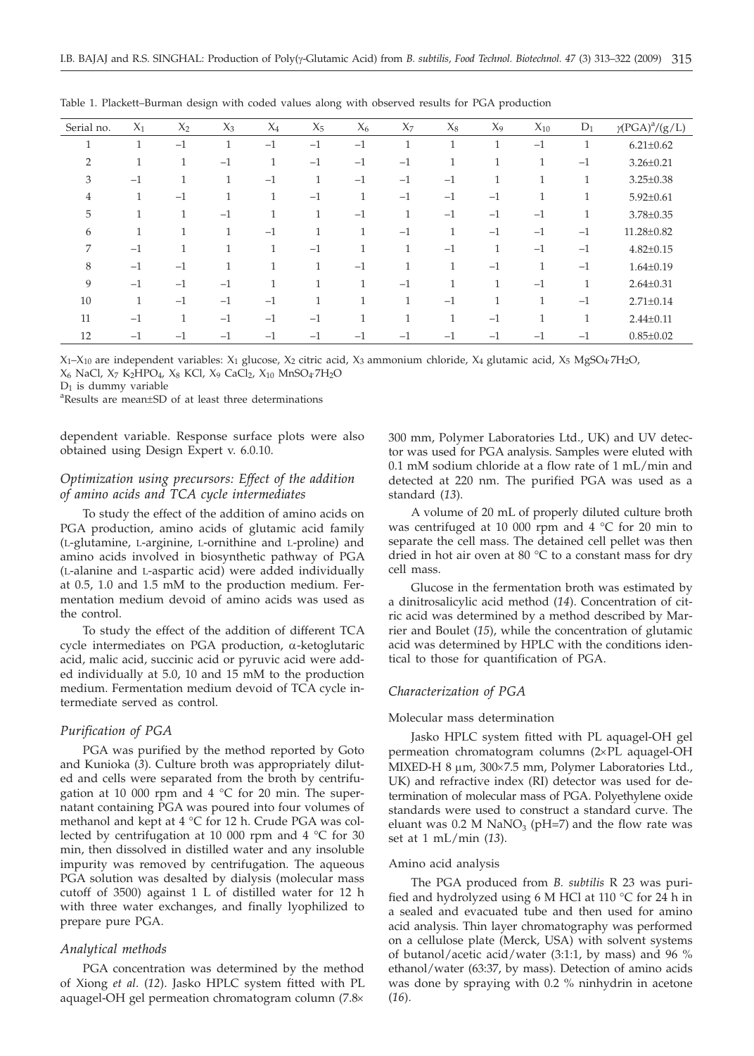Table 1. Plackett–Burman design with coded values along with observed results for PGA production

| Serial no. | $X_1$ | $X_2$ | $X_3$ | $X_4$ | $X_5$ | $X_6$ | $X_7$ | $X_8$ | $X_9$ | $X_{10}$ | $D_1$ | $\gamma$(PGA)[a]/(g/L) |
|---|---|---|---|---|---|---|---|---|---|---|---|---|
| 1 | 1 | –1 | 1 | –1 | –1 | –1 | 1 | 1 | 1 | –1 | 1 | 6.21±0.62 |
| 2 | 1 | 1 | –1 | 1 | –1 | –1 | –1 | 1 | 1 | 1 | –1 | 3.26±0.21 |
| 3 | –1 | 1 | 1 | –1 | 1 | –1 | –1 | –1 | 1 | 1 | 1 | 3.25±0.38 |
| 4 | 1 | –1 | 1 | 1 | –1 | 1 | –1 | –1 | –1 | 1 | 1 | 5.92±0.61 |
| 5 | 1 | 1 | –1 | 1 | 1 | –1 | 1 | –1 | –1 | –1 | 1 | 3.78±0.35 |
| 6 | 1 | 1 | 1 | –1 | 1 | 1 | –1 | 1 | –1 | –1 | –1 | 11.28±0.82 |
| 7 | –1 | 1 | 1 | 1 | –1 | 1 | 1 | –1 | 1 | –1 | –1 | 4.82±0.15 |
| 8 | –1 | –1 | 1 | 1 | 1 | –1 | 1 | 1 | –1 | 1 | –1 | 1.64±0.19 |
| 9 | –1 | –1 | –1 | 1 | 1 | 1 | –1 | 1 | 1 | –1 | 1 | 2.64±0.31 |
| 10 | 1 | –1 | –1 | –1 | 1 | 1 | 1 | –1 | 1 | 1 | –1 | 2.71±0.14 |
| 11 | –1 | 1 | –1 | –1 | –1 | 1 | 1 | 1 | –1 | 1 | 1 | 2.44±0.11 |
| 12 | –1 | –1 | –1 | –1 | –1 | –1 | –1 | –1 | –1 | –1 | –1 | 0.85±0.02 |

$X_1$–$X_{10}$ are independent variables: $X_1$ glucose, $X_2$ citric acid, $X_3$ ammonium chloride, $X_4$ glutamic acid, $X_5$ $MgSO_4{\cdot}7H_2O$, $X_6$ NaCl, $X_7$ $K_2HPO_4$, $X_8$ KCl, $X_9$ $CaCl_2$, $X_{10}$ $MnSO_4{\cdot}7H_2O$

$D_1$ is dummy variable

[a]Results are mean±SD of at least three determinations

dependent variable. Response surface plots were also obtained using Design Expert v. 6.0.10.

### *Optimization using precursors: Effect of the addition of amino acids and TCA cycle intermediates*

To study the effect of the addition of amino acids on PGA production, amino acids of glutamic acid family (L-glutamine, L-arginine, L-ornithine and L-proline) and amino acids involved in biosynthetic pathway of PGA (L-alanine and L-aspartic acid) were added individually at 0.5, 1.0 and 1.5 mM to the production medium. Fermentation medium devoid of amino acids was used as the control.

To study the effect of the addition of different TCA cycle intermediates on PGA production, α-ketoglutaric acid, malic acid, succinic acid or pyruvic acid were added individually at 5.0, 10 and 15 mM to the production medium. Fermentation medium devoid of TCA cycle intermediate served as control.

### *Purification of PGA*

PGA was purified by the method reported by Goto and Kunioka (*3*). Culture broth was appropriately diluted and cells were separated from the broth by centrifugation at 10 000 rpm and 4 °C for 20 min. The supernatant containing PGA was poured into four volumes of methanol and kept at 4 °C for 12 h. Crude PGA was collected by centrifugation at 10 000 rpm and 4 °C for 30 min, then dissolved in distilled water and any insoluble impurity was removed by centrifugation. The aqueous PGA solution was desalted by dialysis (molecular mass cutoff of 3500) against 1 L of distilled water for 12 h with three water exchanges, and finally lyophilized to prepare pure PGA.

### *Analytical methods*

PGA concentration was determined by the method of Xiong *et al*. (*12*). Jasko HPLC system fitted with PL aquagel-OH gel permeation chromatogram column (7.8× 300 mm, Polymer Laboratories Ltd., UK) and UV detector was used for PGA analysis. Samples were eluted with 0.1 mM sodium chloride at a flow rate of 1 mL/min and detected at 220 nm. The purified PGA was used as a standard (*13*).

A volume of 20 mL of properly diluted culture broth was centrifuged at 10 000 rpm and 4 °C for 20 min to separate the cell mass. The detained cell pellet was then dried in hot air oven at 80 °C to a constant mass for dry cell mass.

Glucose in the fermentation broth was estimated by a dinitrosalicylic acid method (*14*). Concentration of citric acid was determined by a method described by Marrier and Boulet (*15*), while the concentration of glutamic acid was determined by HPLC with the conditions identical to those for quantification of PGA.

### *Characterization of PGA*

#### Molecular mass determination

Jasko HPLC system fitted with PL aquagel-OH gel permeation chromatogram columns (2×PL aquagel-OH MIXED-H 8 μm, 300×7.5 mm, Polymer Laboratories Ltd., UK) and refractive index (RI) detector was used for determination of molecular mass of PGA. Polyethylene oxide standards were used to construct a standard curve. The eluant was 0.2 M $NaNO_3$ (pH=7) and the flow rate was set at 1 mL/min (*13*).

#### Amino acid analysis

The PGA produced from *B. subtilis* R 23 was purified and hydrolyzed using 6 M HCl at 110 °C for 24 h in a sealed and evacuated tube and then used for amino acid analysis. Thin layer chromatography was performed on a cellulose plate (Merck, USA) with solvent systems of butanol/acetic acid/water (3:1:1, by mass) and 96 % ethanol/water (63:37, by mass). Detection of amino acids was done by spraying with 0.2 % ninhydrin in acetone (*16*).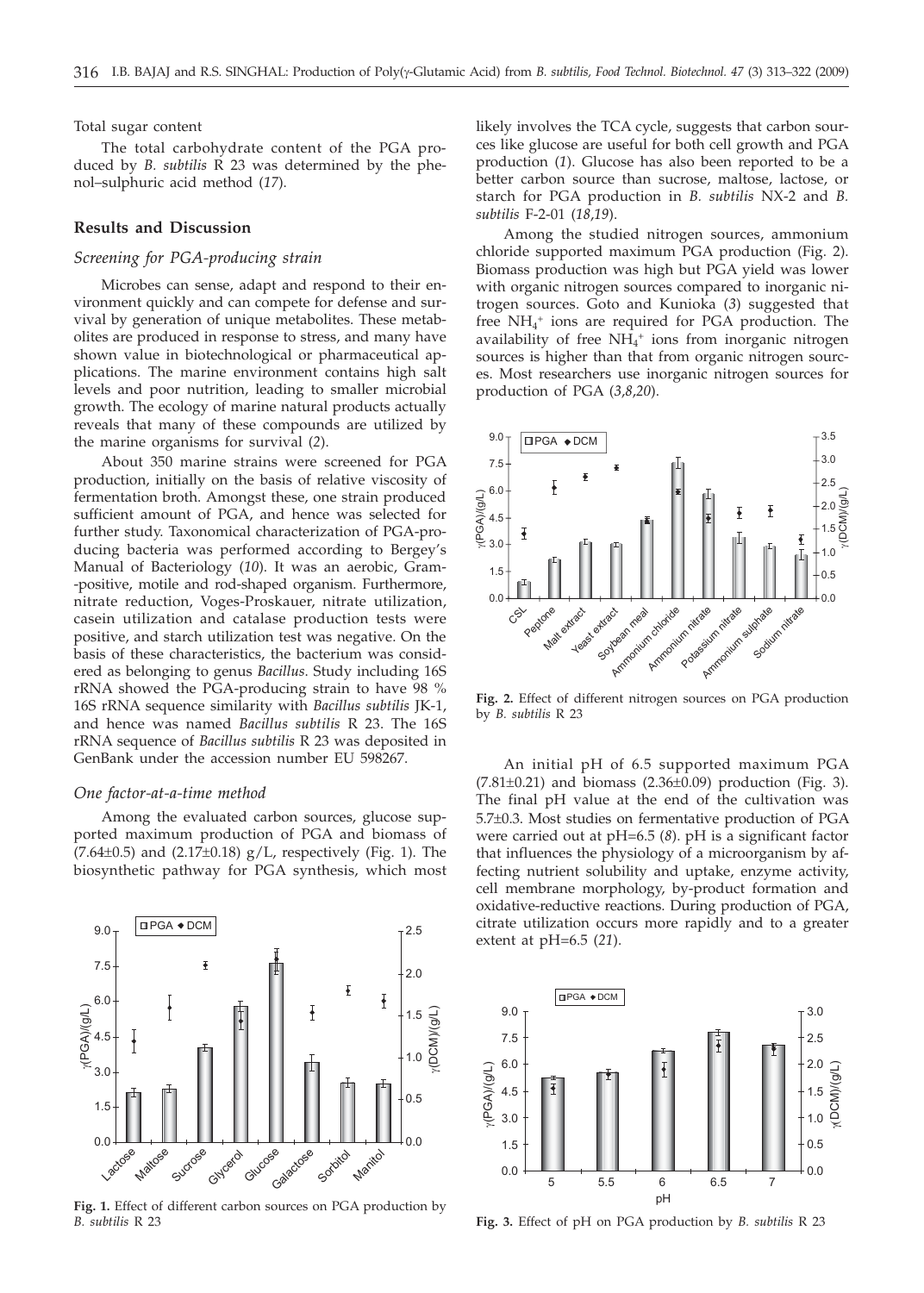Total sugar content

The total carbohydrate content of the PGA produced by *B. subtilis* R 23 was determined by the phenol–sulphuric acid method (*17*).

## Results and Discussion

### *Screening for PGA-producing strain*

Microbes can sense, adapt and respond to their environment quickly and can compete for defense and survival by generation of unique metabolites. These metabolites are produced in response to stress, and many have shown value in biotechnological or pharmaceutical applications. The marine environment contains high salt levels and poor nutrition, leading to smaller microbial growth. The ecology of marine natural products actually reveals that many of these compounds are utilized by the marine organisms for survival (*2*).

About 350 marine strains were screened for PGA production, initially on the basis of relative viscosity of fermentation broth. Amongst these, one strain produced sufficient amount of PGA, and hence was selected for further study. Taxonomical characterization of PGA-producing bacteria was performed according to Bergey's Manual of Bacteriology (*10*). It was an aerobic, Gram-positive, motile and rod-shaped organism. Furthermore, nitrate reduction, Voges-Proskauer, nitrate utilization, casein utilization and catalase production tests were positive, and starch utilization test was negative. On the basis of these characteristics, the bacterium was considered as belonging to genus *Bacillus*. Study including 16S rRNA showed the PGA-producing strain to have 98 % 16S rRNA sequence similarity with *Bacillus subtilis* JK-1, and hence was named *Bacillus subtilis* R 23. The 16S rRNA sequence of *Bacillus subtilis* R 23 was deposited in GenBank under the accession number EU 598267.

### *One factor-at-a-time method*

Among the evaluated carbon sources, glucose supported maximum production of PGA and biomass of (7.64±0.5) and (2.17±0.18) g/L, respectively (Fig. 1). The biosynthetic pathway for PGA synthesis, which most likely involves the TCA cycle, suggests that carbon sources like glucose are useful for both cell growth and PGA production (*1*). Glucose has also been reported to be a better carbon source than sucrose, maltose, lactose, or starch for PGA production in *B. subtilis* NX-2 and *B. subtilis* F-2-01 (*18,19*).

**Fig. 1.** Effect of different carbon sources on PGA production by *B. subtilis* R 23

Among the studied nitrogen sources, ammonium chloride supported maximum PGA production (Fig. 2). Biomass production was high but PGA yield was lower with organic nitrogen sources compared to inorganic nitrogen sources. Goto and Kunioka (*3*) suggested that free $NH_4^+$ ions are required for PGA production. The availability of free $NH_4^+$ ions from inorganic nitrogen sources is higher than that from organic nitrogen sources. Most researchers use inorganic nitrogen sources for production of PGA (*3,8,20*).

**Fig. 2.** Effect of different nitrogen sources on PGA production by *B. subtilis* R 23

An initial pH of 6.5 supported maximum PGA (7.81±0.21) and biomass (2.36±0.09) production (Fig. 3). The final pH value at the end of the cultivation was 5.7±0.3. Most studies on fermentative production of PGA were carried out at pH=6.5 (*8*). pH is a significant factor that influences the physiology of a microorganism by affecting nutrient solubility and uptake, enzyme activity, cell membrane morphology, by-product formation and oxidative-reductive reactions. During production of PGA, citrate utilization occurs more rapidly and to a greater extent at pH=6.5 (*21*).

**Fig. 3.** Effect of pH on PGA production by *B. subtilis* R 23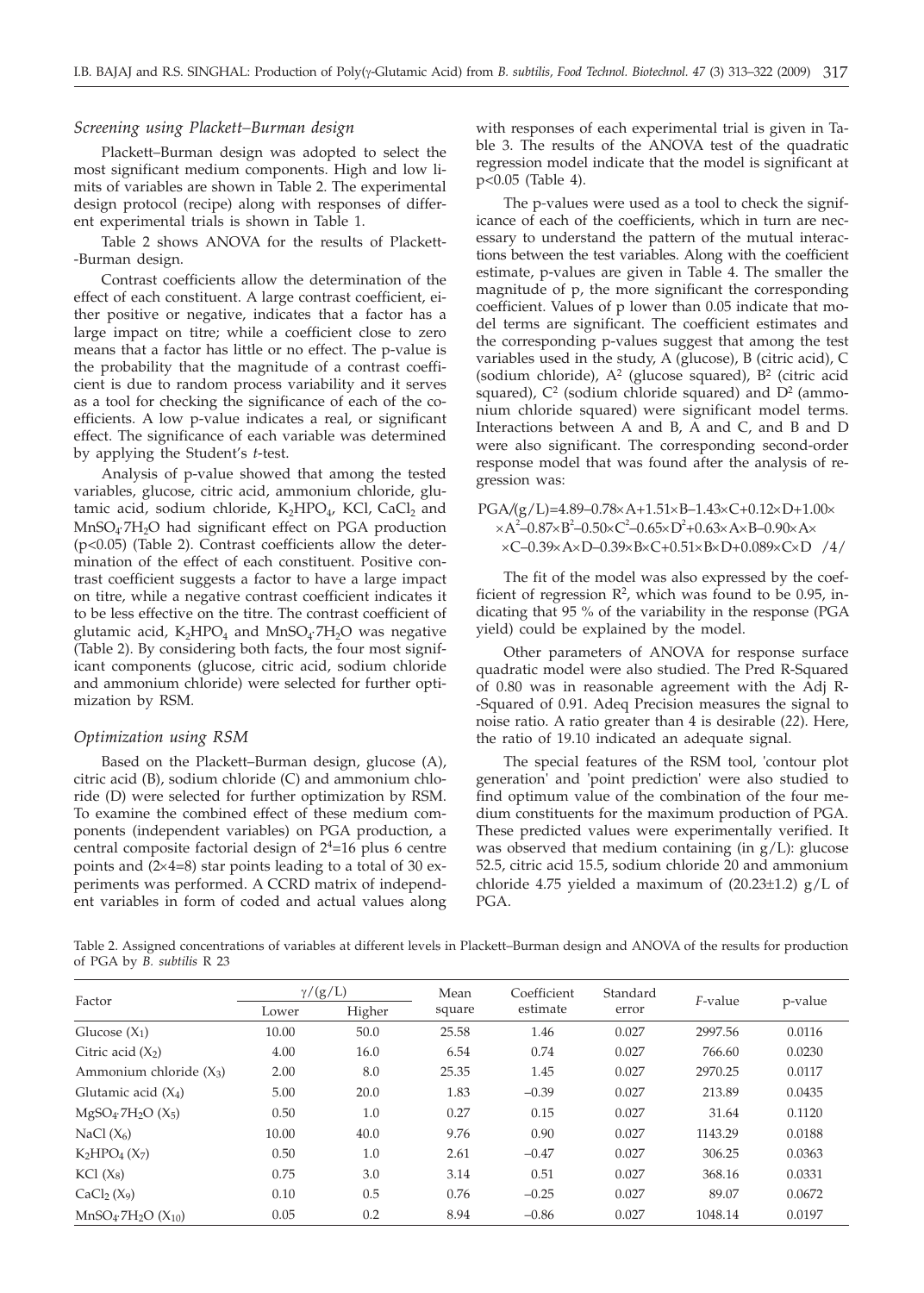### *Screening using Plackett–Burman design*

Plackett–Burman design was adopted to select the most significant medium components. High and low limits of variables are shown in Table 2. The experimental design protocol (recipe) along with responses of different experimental trials is shown in Table 1.

Table 2 shows ANOVA for the results of Plackett-Burman design.

Contrast coefficients allow the determination of the effect of each constituent. A large contrast coefficient, either positive or negative, indicates that a factor has a large impact on titre; while a coefficient close to zero means that a factor has little or no effect. The p-value is the probability that the magnitude of a contrast coefficient is due to random process variability and it serves as a tool for checking the significance of each of the coefficients. A low p-value indicates a real, or significant effect. The significance of each variable was determined by applying the Student's *t*-test.

Analysis of p-value showed that among the tested variables, glucose, citric acid, ammonium chloride, glutamic acid, sodium chloride, $K_2HPO_4$, KCl, $CaCl_2$ and $MnSO_4{\cdot}7H_2O$ had significant effect on PGA production ($p<0.05$) (Table 2). Contrast coefficients allow the determination of the effect of each constituent. Positive contrast coefficient suggests a factor to have a large impact on titre, while a negative contrast coefficient indicates it to be less effective on the titre. The contrast coefficient of glutamic acid, $K_2HPO_4$ and $MnSO_4{\cdot}7H_2O$ was negative (Table 2). By considering both facts, the four most significant components (glucose, citric acid, sodium chloride and ammonium chloride) were selected for further optimization by RSM.

### *Optimization using RSM*

Based on the Plackett–Burman design, glucose (A), citric acid (B), sodium chloride (C) and ammonium chloride (D) were selected for further optimization by RSM. To examine the combined effect of these medium components (independent variables) on PGA production, a central composite factorial design of $2^4=16$ plus 6 centre points and $(2{\times}4=8)$ star points leading to a total of 30 experiments was performed. A CCRD matrix of independent variables in form of coded and actual values along with responses of each experimental trial is given in Table 3. The results of the ANOVA test of the quadratic regression model indicate that the model is significant at $p<0.05$ (Table 4).

The p-values were used as a tool to check the significance of each of the coefficients, which in turn are necessary to understand the pattern of the mutual interactions between the test variables. Along with the coefficient estimate, p-values are given in Table 4. The smaller the magnitude of p, the more significant the corresponding coefficient. Values of p lower than 0.05 indicate that model terms are significant. The coefficient estimates and the corresponding p-values suggest that among the test variables used in the study, A (glucose), B (citric acid), C (sodium chloride), $A^2$ (glucose squared), $B^2$ (citric acid squared), $C^2$ (sodium chloride squared) and $D^2$ (ammonium chloride squared) were significant model terms. Interactions between A and B, A and C, and B and D were also significant. The corresponding second-order response model that was found after the analysis of regression was:

$$\text{PGA}/(\text{g/L})=4.89-0.78{\times}A+1.51{\times}B-1.43{\times}C+0.12{\times}D+1.00{\times}A^2-0.87{\times}B^2-0.50{\times}C^2-0.65{\times}D^2+0.63{\times}A{\times}B-0.90{\times}A{\times}C-0.39{\times}A{\times}D-0.39{\times}B{\times}C+0.51{\times}B{\times}D+0.089{\times}C{\times}D \quad /4/$$

The fit of the model was also expressed by the coefficient of regression $R^2$, which was found to be 0.95, indicating that 95 % of the variability in the response (PGA yield) could be explained by the model.

Other parameters of ANOVA for response surface quadratic model were also studied. The Pred R-Squared of 0.80 was in reasonable agreement with the Adj R-Squared of 0.91. Adeq Precision measures the signal to noise ratio. A ratio greater than 4 is desirable (*22*). Here, the ratio of 19.10 indicated an adequate signal.

The special features of the RSM tool, 'contour plot generation' and 'point prediction' were also studied to find optimum value of the combination of the four medium constituents for the maximum production of PGA. These predicted values were experimentally verified. It was observed that medium containing (in g/L): glucose 52.5, citric acid 15.5, sodium chloride 20 and ammonium chloride 4.75 yielded a maximum of (20.23±1.2) g/L of PGA.

Table 2. Assigned concentrations of variables at different levels in Plackett–Burman design and ANOVA of the results for production of PGA by *B. subtilis* R 23

| Factor | $\gamma/(\text{g/L})$ | | Mean square | Coefficient estimate | Standard error | *F*-value | p-value |
|---|---|---|---|---|---|---|---|
| | Lower | Higher | | | | | |
| Glucose ($X_1$) | 10.00 | 50.0 | 25.58 | 1.46 | 0.027 | 2997.56 | 0.0116 |
| Citric acid ($X_2$) | 4.00 | 16.0 | 6.54 | 0.74 | 0.027 | 766.60 | 0.0230 |
| Ammonium chloride ($X_3$) | 2.00 | 8.0 | 25.35 | 1.45 | 0.027 | 2970.25 | 0.0117 |
| Glutamic acid ($X_4$) | 5.00 | 20.0 | 1.83 | −0.39 | 0.027 | 213.89 | 0.0435 |
| $MgSO_4{\cdot}7H_2O$ ($X_5$) | 0.50 | 1.0 | 0.27 | 0.15 | 0.027 | 31.64 | 0.1120 |
| NaCl ($X_6$) | 10.00 | 40.0 | 9.76 | 0.90 | 0.027 | 1143.29 | 0.0188 |
| $K_2HPO_4$ ($X_7$) | 0.50 | 1.0 | 2.61 | −0.47 | 0.027 | 306.25 | 0.0363 |
| KCl ($X_8$) | 0.75 | 3.0 | 3.14 | 0.51 | 0.027 | 368.16 | 0.0331 |
| $CaCl_2$ ($X_9$) | 0.10 | 0.5 | 0.76 | −0.25 | 0.027 | 89.07 | 0.0672 |
| $MnSO_4{\cdot}7H_2O$ ($X_{10}$) | 0.05 | 0.2 | 8.94 | −0.86 | 0.027 | 1048.14 | 0.0197 |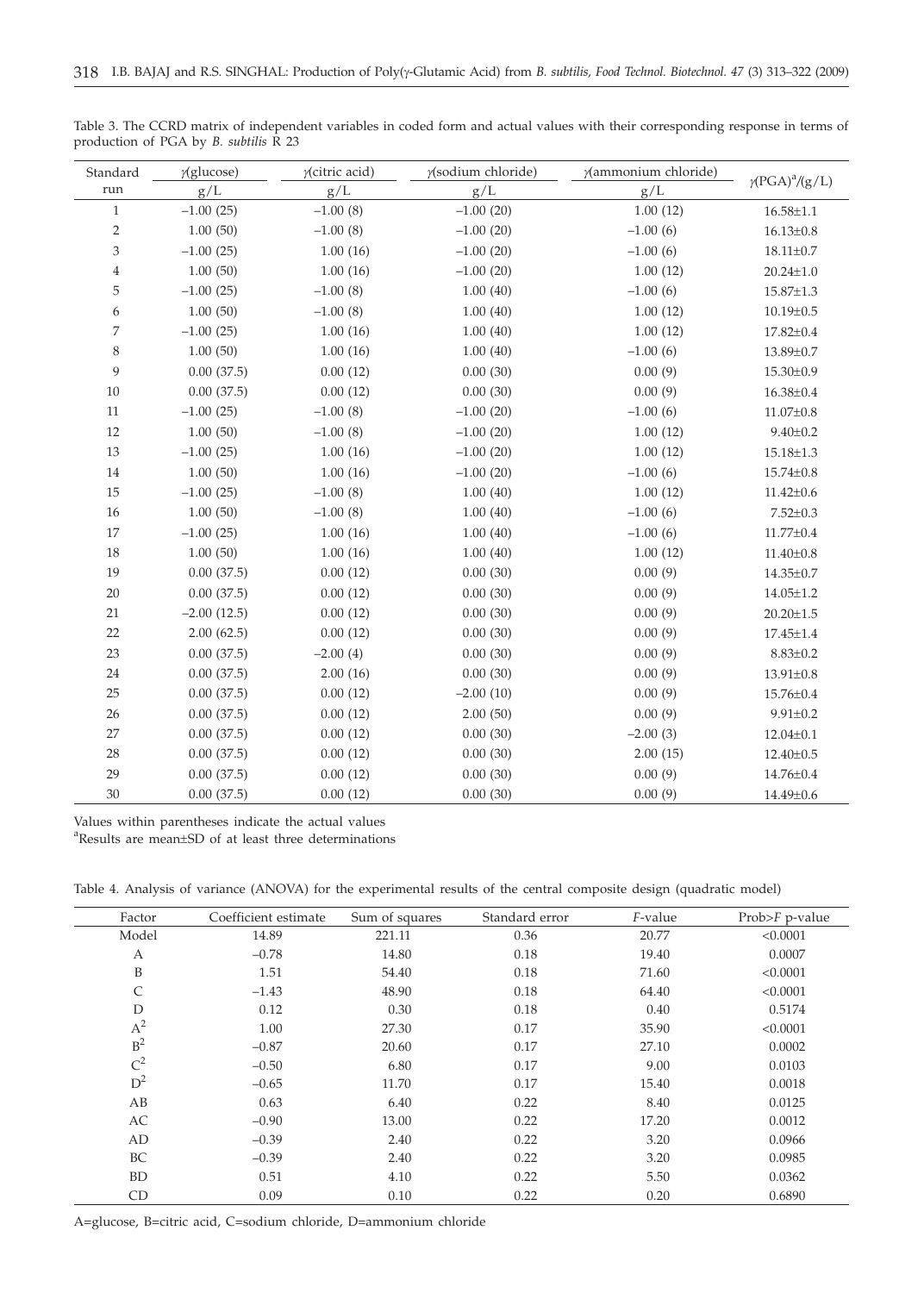Table 3. The CCRD matrix of independent variables in coded form and actual values with their corresponding response in terms of production of PGA by *B. subtilis* R 23

| Standard run | $\gamma$(glucose) g/L | $\gamma$(citric acid) g/L | $\gamma$(sodium chloride) g/L | $\gamma$(ammonium chloride) g/L | $\gamma$(PGA)[a]/(g/L) |
|---|---|---|---|---|---|
| 1 | −1.00 (25) | −1.00 (8) | −1.00 (20) | 1.00 (12) | 16.58±1.1 |
| 2 | 1.00 (50) | −1.00 (8) | −1.00 (20) | −1.00 (6) | 16.13±0.8 |
| 3 | −1.00 (25) | 1.00 (16) | −1.00 (20) | −1.00 (6) | 18.11±0.7 |
| 4 | 1.00 (50) | 1.00 (16) | −1.00 (20) | 1.00 (12) | 20.24±1.0 |
| 5 | −1.00 (25) | −1.00 (8) | 1.00 (40) | −1.00 (6) | 15.87±1.3 |
| 6 | 1.00 (50) | −1.00 (8) | 1.00 (40) | 1.00 (12) | 10.19±0.5 |
| 7 | −1.00 (25) | 1.00 (16) | 1.00 (40) | 1.00 (12) | 17.82±0.4 |
| 8 | 1.00 (50) | 1.00 (16) | 1.00 (40) | −1.00 (6) | 13.89±0.7 |
| 9 | 0.00 (37.5) | 0.00 (12) | 0.00 (30) | 0.00 (9) | 15.30±0.9 |
| 10 | 0.00 (37.5) | 0.00 (12) | 0.00 (30) | 0.00 (9) | 16.38±0.4 |
| 11 | −1.00 (25) | −1.00 (8) | −1.00 (20) | −1.00 (6) | 11.07±0.8 |
| 12 | 1.00 (50) | −1.00 (8) | −1.00 (20) | 1.00 (12) | 9.40±0.2 |
| 13 | −1.00 (25) | 1.00 (16) | −1.00 (20) | 1.00 (12) | 15.18±1.3 |
| 14 | 1.00 (50) | 1.00 (16) | −1.00 (20) | −1.00 (6) | 15.74±0.8 |
| 15 | −1.00 (25) | −1.00 (8) | 1.00 (40) | 1.00 (12) | 11.42±0.6 |
| 16 | 1.00 (50) | −1.00 (8) | 1.00 (40) | −1.00 (6) | 7.52±0.3 |
| 17 | −1.00 (25) | 1.00 (16) | 1.00 (40) | −1.00 (6) | 11.77±0.4 |
| 18 | 1.00 (50) | 1.00 (16) | 1.00 (40) | 1.00 (12) | 11.40±0.8 |
| 19 | 0.00 (37.5) | 0.00 (12) | 0.00 (30) | 0.00 (9) | 14.35±0.7 |
| 20 | 0.00 (37.5) | 0.00 (12) | 0.00 (30) | 0.00 (9) | 14.05±1.2 |
| 21 | −2.00 (12.5) | 0.00 (12) | 0.00 (30) | 0.00 (9) | 20.20±1.5 |
| 22 | 2.00 (62.5) | 0.00 (12) | 0.00 (30) | 0.00 (9) | 17.45±1.4 |
| 23 | 0.00 (37.5) | −2.00 (4) | 0.00 (30) | 0.00 (9) | 8.83±0.2 |
| 24 | 0.00 (37.5) | 2.00 (16) | 0.00 (30) | 0.00 (9) | 13.91±0.8 |
| 25 | 0.00 (37.5) | 0.00 (12) | −2.00 (10) | 0.00 (9) | 15.76±0.4 |
| 26 | 0.00 (37.5) | 0.00 (12) | 2.00 (50) | 0.00 (9) | 9.91±0.2 |
| 27 | 0.00 (37.5) | 0.00 (12) | 0.00 (30) | −2.00 (3) | 12.04±0.1 |
| 28 | 0.00 (37.5) | 0.00 (12) | 0.00 (30) | 2.00 (15) | 12.40±0.5 |
| 29 | 0.00 (37.5) | 0.00 (12) | 0.00 (30) | 0.00 (9) | 14.76±0.4 |
| 30 | 0.00 (37.5) | 0.00 (12) | 0.00 (30) | 0.00 (9) | 14.49±0.6 |

Values within parentheses indicate the actual values

[a]Results are mean±SD of at least three determinations

Table 4. Analysis of variance (ANOVA) for the experimental results of the central composite design (quadratic model)

| Factor | Coefficient estimate | Sum of squares | Standard error | *F*-value | Prob>*F* p-value |
|---|---|---|---|---|---|
| Model | 14.89 | 221.11 | 0.36 | 20.77 | <0.0001 |
| A | −0.78 | 14.80 | 0.18 | 19.40 | 0.0007 |
| B | 1.51 | 54.40 | 0.18 | 71.60 | <0.0001 |
| C | −1.43 | 48.90 | 0.18 | 64.40 | <0.0001 |
| D | 0.12 | 0.30 | 0.18 | 0.40 | 0.5174 |
| $A^2$ | 1.00 | 27.30 | 0.17 | 35.90 | <0.0001 |
| $B^2$ | −0.87 | 20.60 | 0.17 | 27.10 | 0.0002 |
| $C^2$ | −0.50 | 6.80 | 0.17 | 9.00 | 0.0103 |
| $D^2$ | −0.65 | 11.70 | 0.17 | 15.40 | 0.0018 |
| AB | 0.63 | 6.40 | 0.22 | 8.40 | 0.0125 |
| AC | −0.90 | 13.00 | 0.22 | 17.20 | 0.0012 |
| AD | −0.39 | 2.40 | 0.22 | 3.20 | 0.0966 |
| BC | −0.39 | 2.40 | 0.22 | 3.20 | 0.0985 |
| BD | 0.51 | 4.10 | 0.22 | 5.50 | 0.0362 |
| CD | 0.09 | 0.10 | 0.22 | 0.20 | 0.6890 |

A=glucose, B=citric acid, C=sodium chloride, D=ammonium chloride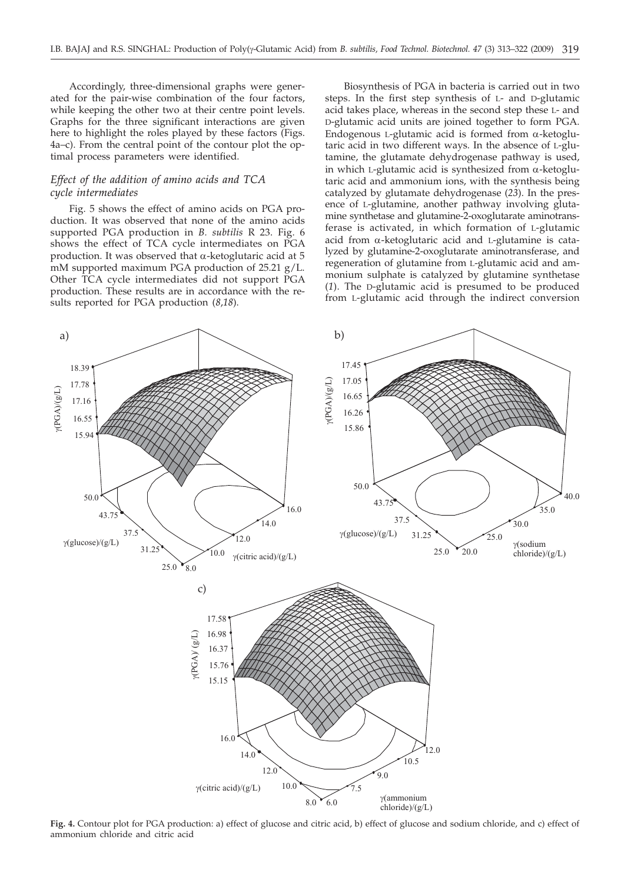Accordingly, three-dimensional graphs were generated for the pair-wise combination of the four factors, while keeping the other two at their centre point levels. Graphs for the three significant interactions are given here to highlight the roles played by these factors (Figs. 4a–c). From the central point of the contour plot the optimal process parameters were identified.

### *Effect of the addition of amino acids and TCA cycle intermediates*

Fig. 5 shows the effect of amino acids on PGA production. It was observed that none of the amino acids supported PGA production in *B. subtilis* R 23. Fig. 6 shows the effect of TCA cycle intermediates on PGA production. It was observed that α-ketoglutaric acid at 5 mM supported maximum PGA production of 25.21 g/L. Other TCA cycle intermediates did not support PGA production. These results are in accordance with the results reported for PGA production (*8,18*).

Biosynthesis of PGA in bacteria is carried out in two steps. In the first step synthesis of L- and D-glutamic acid takes place, whereas in the second step these L- and D-glutamic acid units are joined together to form PGA. Endogenous L-glutamic acid is formed from α-ketoglutaric acid in two different ways. In the absence of L-glutamine, the glutamate dehydrogenase pathway is used, in which L-glutamic acid is synthesized from α-ketoglutaric acid and ammonium ions, with the synthesis being catalyzed by glutamate dehydrogenase (*23*). In the presence of L-glutamine, another pathway involving glutamine synthetase and glutamine-2-oxoglutarate aminotransferase is activated, in which formation of L-glutamic acid from α-ketoglutaric acid and L-glutamine is catalyzed by glutamine-2-oxoglutarate aminotransferase, and regeneration of glutamine from L-glutamic acid and ammonium sulphate is catalyzed by glutamine synthetase (*1*). The D-glutamic acid is presumed to be produced from L-glutamic acid through the indirect conversion

**Fig. 4.** Contour plot for PGA production: a) effect of glucose and citric acid, b) effect of glucose and sodium chloride, and c) effect of ammonium chloride and citric acid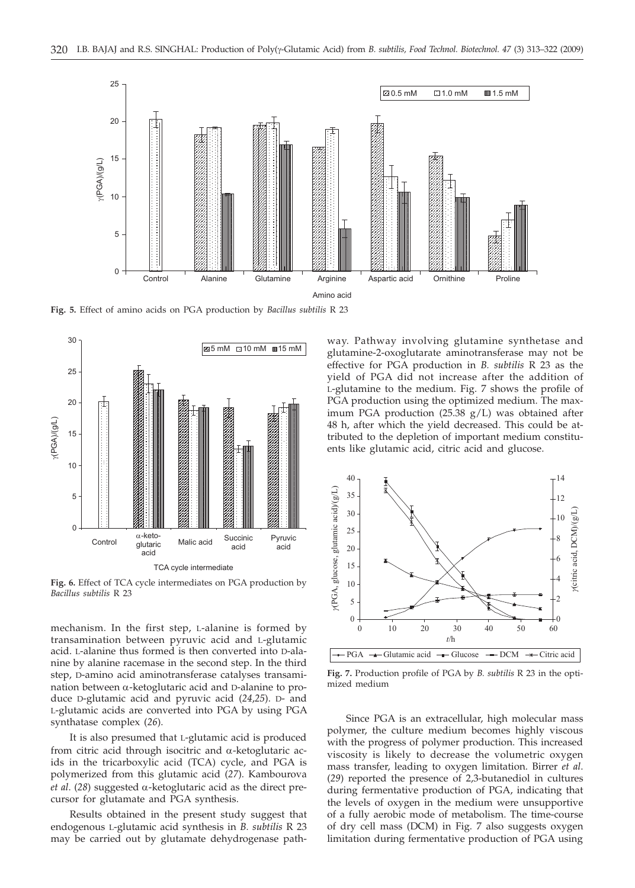**Fig. 5.** Effect of amino acids on PGA production by *Bacillus subtilis* R 23

**Fig. 6.** Effect of TCA cycle intermediates on PGA production by *Bacillus subtilis* R 23

mechanism. In the first step, L-alanine is formed by transamination between pyruvic acid and L-glutamic acid. L-alanine thus formed is then converted into D-alanine by alanine racemase in the second step. In the third step, D-amino acid aminotransferase catalyses transamination between α-ketoglutaric acid and D-alanine to produce D-glutamic acid and pyruvic acid (*24,25*). D- and L-glutamic acids are converted into PGA by using PGA synthatase complex (*26*).

It is also presumed that L-glutamic acid is produced from citric acid through isocitric and α-ketoglutaric acids in the tricarboxylic acid (TCA) cycle, and PGA is polymerized from this glutamic acid (*27*). Kambourova *et al.* (*28*) suggested α-ketoglutaric acid as the direct precursor for glutamate and PGA synthesis.

Results obtained in the present study suggest that endogenous L-glutamic acid synthesis in *B. subtilis* R 23 may be carried out by glutamate dehydrogenase pathway. Pathway involving glutamine synthetase and glutamine-2-oxoglutarate aminotransferase may not be effective for PGA production in *B. subtilis* R 23 as the yield of PGA did not increase after the addition of L-glutamine to the medium. Fig. 7 shows the profile of PGA production using the optimized medium. The maximum PGA production (25.38 g/L) was obtained after 48 h, after which the yield decreased. This could be attributed to the depletion of important medium constituents like glutamic acid, citric acid and glucose.

**Fig. 7.** Production profile of PGA by *B. subtilis* R 23 in the optimized medium

Since PGA is an extracellular, high molecular mass polymer, the culture medium becomes highly viscous with the progress of polymer production. This increased viscosity is likely to decrease the volumetric oxygen mass transfer, leading to oxygen limitation. Birrer *et al.* (*29*) reported the presence of 2,3-butanediol in cultures during fermentative production of PGA, indicating that the levels of oxygen in the medium were unsupportive of a fully aerobic mode of metabolism. The time-course of dry cell mass (DCM) in Fig. 7 also suggests oxygen limitation during fermentative production of PGA using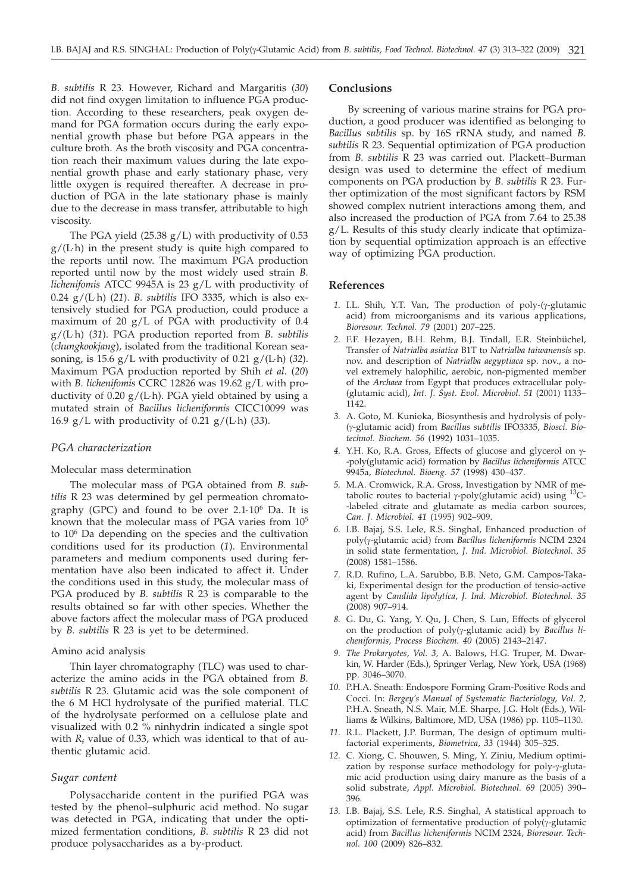*B. subtilis* R 23. However, Richard and Margaritis (*30*) did not find oxygen limitation to influence PGA production. According to these researchers, peak oxygen demand for PGA formation occurs during the early exponential growth phase but before PGA appears in the culture broth. As the broth viscosity and PGA concentration reach their maximum values during the late exponential growth phase and early stationary phase, very little oxygen is required thereafter. A decrease in production of PGA in the late stationary phase is mainly due to the decrease in mass transfer, attributable to high viscosity.

The PGA yield (25.38 g/L) with productivity of 0.53 g/(L·h) in the present study is quite high compared to the reports until now. The maximum PGA production reported until now by the most widely used strain *B. lichenifomis* ATCC 9945A is 23 g/L with productivity of 0.24 g/(L·h) (*21*). *B. subtilis* IFO 3335, which is also extensively studied for PGA production, could produce a maximum of 20 g/L of PGA with productivity of 0.4 g/(L·h) (*31*). PGA production reported from *B. subtilis* (*chungkookjang*), isolated from the traditional Korean seasoning, is 15.6 g/L with productivity of 0.21 g/(L·h) (*32*). Maximum PGA production reported by Shih *et al.* (*20*) with *B. lichenifomis* CCRC 12826 was 19.62 g/L with productivity of 0.20 g/(L·h). PGA yield obtained by using a mutated strain of *Bacillus licheniformis* CICC10099 was 16.9 g/L with productivity of 0.21 g/(L·h) (*33*).

### *PGA characterization*

#### Molecular mass determination

The molecular mass of PGA obtained from *B. subtilis* R 23 was determined by gel permeation chromatography (GPC) and found to be over $2.1 \cdot 10^6$ Da. It is known that the molecular mass of PGA varies from $10^5$ to $10^6$ Da depending on the species and the cultivation conditions used for its production (*1*). Environmental parameters and medium components used during fermentation have also been indicated to affect it. Under the conditions used in this study, the molecular mass of PGA produced by *B. subtilis* R 23 is comparable to the results obtained so far with other species. Whether the above factors affect the molecular mass of PGA produced by *B. subtilis* R 23 is yet to be determined.

#### Amino acid analysis

Thin layer chromatography (TLC) was used to characterize the amino acids in the PGA obtained from *B. subtilis* R 23. Glutamic acid was the sole component of the 6 M HCl hydrolysate of the purified material. TLC of the hydrolysate performed on a cellulose plate and visualized with 0.2 % ninhydrin indicated a single spot with $R_f$ value of 0.33, which was identical to that of authentic glutamic acid.

### *Sugar content*

Polysaccharide content in the purified PGA was tested by the phenol–sulphuric acid method. No sugar was detected in PGA, indicating that under the optimized fermentation conditions, *B. subtilis* R 23 did not produce polysaccharides as a by-product.

## Conclusions

By screening of various marine strains for PGA production, a good producer was identified as belonging to *Bacillus subtilis* sp. by 16S rRNA study, and named *B. subtilis* R 23. Sequential optimization of PGA production from *B. subtilis* R 23 was carried out. Plackett–Burman design was used to determine the effect of medium components on PGA production by *B. subtilis* R 23. Further optimization of the most significant factors by RSM showed complex nutrient interactions among them, and also increased the production of PGA from 7.64 to 25.38 g/L. Results of this study clearly indicate that optimization by sequential optimization approach is an effective way of optimizing PGA production.

## References

1. I.L. Shih, Y.T. Van, The production of poly-(γ-glutamic acid) from microorganisms and its various applications, *Bioresour. Technol. 79* (2001) 207–225.
2. F.F. Hezayen, B.H. Rehm, B.J. Tindall, E.R. Steinbüchel, Transfer of *Natrialba asiatica* B1T to *Natrialba taiwanensis* sp. nov. and description of *Natrialba aegyptiaca* sp. nov., a novel extremely halophilic, aerobic, non-pigmented member of the *Archaea* from Egypt that produces extracellular poly-(glutamic acid), *Int. J. Syst. Evol. Microbiol. 51* (2001) 1133–1142.
3. A. Goto, M. Kunioka, Biosynthesis and hydrolysis of poly-(γ-glutamic acid) from *Bacillus subtilis* IFO3335, *Biosci. Biotechnol. Biochem. 56* (1992) 1031–1035.
4. Y.H. Ko, R.A. Gross, Effects of glucose and glycerol on γ-poly(glutamic acid) formation by *Bacillus licheniformis* ATCC 9945a, *Biotechnol. Bioeng. 57* (1998) 430–437.
5. M.A. Cromwick, R.A. Gross, Investigation by NMR of metabolic routes to bacterial γ-poly(glutamic acid) using $^{13}C$-labeled citrate and glutamate as media carbon sources, *Can. J. Microbiol. 41* (1995) 902–909.
6. I.B. Bajaj, S.S. Lele, R.S. Singhal, Enhanced production of poly(γ-glutamic acid) from *Bacillus licheniformis* NCIM 2324 in solid state fermentation, *J. Ind. Microbiol. Biotechnol. 35* (2008) 1581–1586.
7. R.D. Rufino, L.A. Sarubbo, B.B. Neto, G.M. Campos-Takaki, Experimental design for the production of tensio-active agent by *Candida lipolytica*, *J. Ind. Microbiol. Biotechnol. 35* (2008) 907–914.
8. G. Du, G. Yang, Y. Qu, J. Chen, S. Lun, Effects of glycerol on the production of poly(γ-glutamic acid) by *Bacillus licheniformis*, *Process Biochem. 40* (2005) 2143–2147.
9. *The Prokaryotes*, *Vol. 3*, A. Balows, H.G. Truper, M. Dwarkin, W. Harder (Eds.), Springer Verlag, New York, USA (1968) pp. 3046–3070.
10. P.H.A. Sneath: Endospore Forming Gram-Positive Rods and Cocci. In: *Bergey's Manual of Systematic Bacteriology, Vol. 2*, P.H.A. Sneath, N.S. Mair, M.E. Sharpe, J.G. Holt (Eds.), Williams & Wilkins, Baltimore, MD, USA (1986) pp. 1105–1130.
11. R.L. Plackett, J.P. Burman, The design of optimum multifactorial experiments, *Biometrica*, *33* (1944) 305–325.
12. C. Xiong, C. Shouwen, S. Ming, Y. Ziniu, Medium optimization by response surface methodology for poly-γ-glutamic acid production using dairy manure as the basis of a solid substrate, *Appl. Microbiol. Biotechnol. 69* (2005) 390–396.
13. I.B. Bajaj, S.S. Lele, R.S. Singhal, A statistical approach to optimization of fermentative production of poly(γ-glutamic acid) from *Bacillus licheniformis* NCIM 2324, *Bioresour. Technol. 100* (2009) 826–832.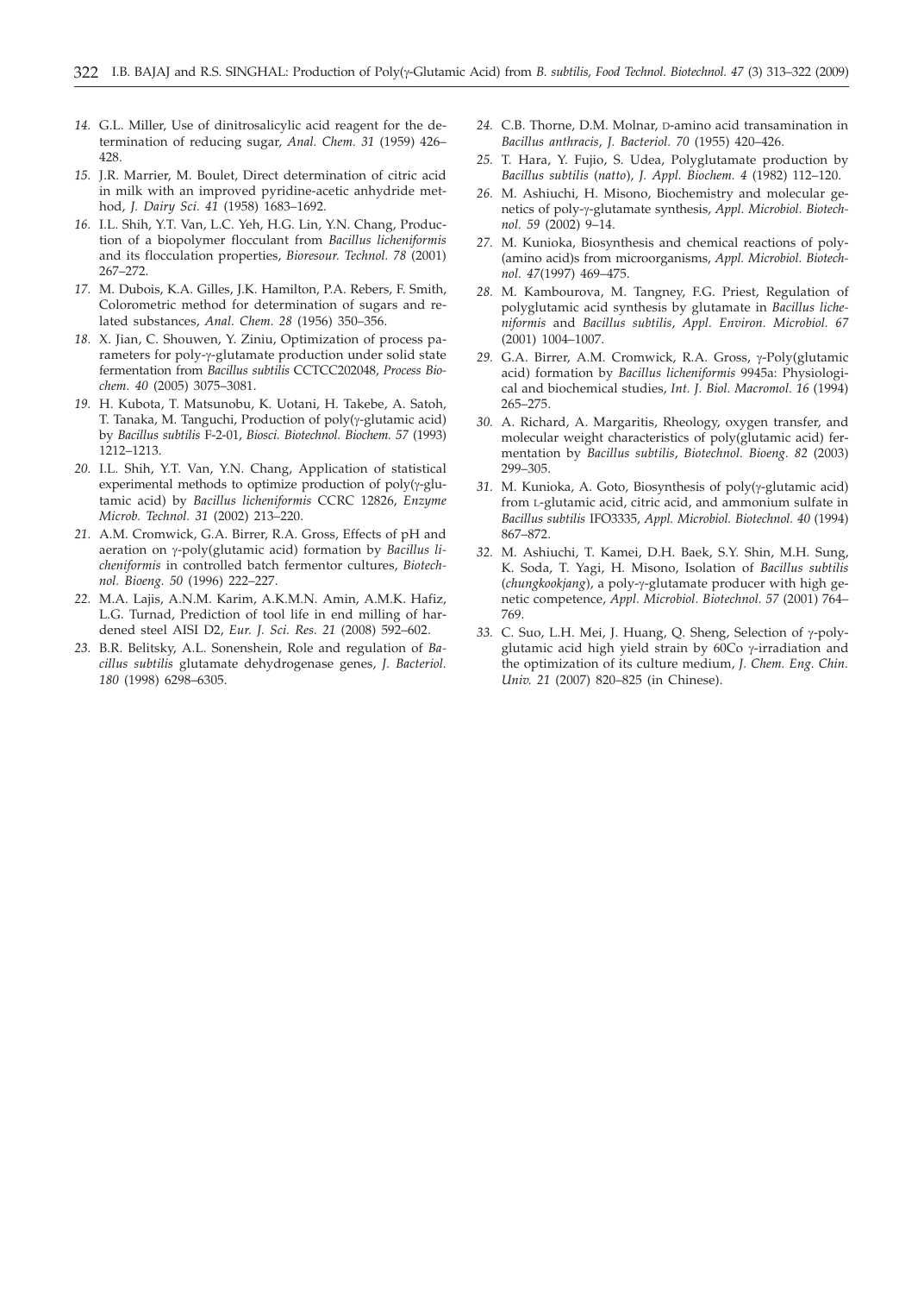14. G.L. Miller, Use of dinitrosalicylic acid reagent for the determination of reducing sugar, *Anal. Chem. 31* (1959) 426–428.

15. J.R. Marrier, M. Boulet, Direct determination of citric acid in milk with an improved pyridine-acetic anhydride method, *J. Dairy Sci. 41* (1958) 1683–1692.

16. I.L. Shih, Y.T. Van, L.C. Yeh, H.G. Lin, Y.N. Chang, Production of a biopolymer flocculant from *Bacillus licheniformis* and its flocculation properties, *Bioresour. Technol. 78* (2001) 267–272.

17. M. Dubois, K.A. Gilles, J.K. Hamilton, P.A. Rebers, F. Smith, Colorometric method for determination of sugars and related substances, *Anal. Chem. 28* (1956) 350–356.

18. X. Jian, C. Shouwen, Y. Ziniu, Optimization of process parameters for poly-γ-glutamate production under solid state fermentation from *Bacillus subtilis* CCTCC202048, *Process Biochem. 40* (2005) 3075–3081.

19. H. Kubota, T. Matsunobu, K. Uotani, H. Takebe, A. Satoh, T. Tanaka, M. Tanguchi, Production of poly(γ-glutamic acid) by *Bacillus subtilis* F-2-01, *Biosci. Biotechnol. Biochem. 57* (1993) 1212–1213.

20. I.L. Shih, Y.T. Van, Y.N. Chang, Application of statistical experimental methods to optimize production of poly(γ-glutamic acid) by *Bacillus licheniformis* CCRC 12826, *Enzyme Microb. Technol. 31* (2002) 213–220.

21. A.M. Cromwick, G.A. Birrer, R.A. Gross, Effects of pH and aeration on γ-poly(glutamic acid) formation by *Bacillus licheniformis* in controlled batch fermentor cultures, *Biotechnol. Bioeng. 50* (1996) 222–227.

22. M.A. Lajis, A.N.M. Karim, A.K.M.N. Amin, A.M.K. Hafiz, L.G. Turnad, Prediction of tool life in end milling of hardened steel AISI D2, *Eur. J. Sci. Res. 21* (2008) 592–602.

23. B.R. Belitsky, A.L. Sonenshein, Role and regulation of *Bacillus subtilis* glutamate dehydrogenase genes, *J. Bacteriol. 180* (1998) 6298–6305.

24. C.B. Thorne, D.M. Molnar, D-amino acid transamination in *Bacillus anthracis*, *J. Bacteriol. 70* (1955) 420–426.

25. T. Hara, Y. Fujio, S. Udea, Polyglutamate production by *Bacillus subtilis* (*natto*), *J. Appl. Biochem. 4* (1982) 112–120.

26. M. Ashiuchi, H. Misono, Biochemistry and molecular genetics of poly-γ-glutamate synthesis, *Appl. Microbiol. Biotechnol. 59* (2002) 9–14.

27. M. Kunioka, Biosynthesis and chemical reactions of poly(amino acid)s from microorganisms, *Appl. Microbiol. Biotechnol. 47*(1997) 469–475.

28. M. Kambourova, M. Tangney, F.G. Priest, Regulation of polyglutamic acid synthesis by glutamate in *Bacillus licheniformis* and *Bacillus subtilis*, *Appl. Environ. Microbiol. 67* (2001) 1004–1007.

29. G.A. Birrer, A.M. Cromwick, R.A. Gross, γ-Poly(glutamic acid) formation by *Bacillus licheniformis* 9945a: Physiological and biochemical studies, *Int. J. Biol. Macromol. 16* (1994) 265–275.

30. A. Richard, A. Margaritis, Rheology, oxygen transfer, and molecular weight characteristics of poly(glutamic acid) fermentation by *Bacillus subtilis*, *Biotechnol. Bioeng. 82* (2003) 299–305.

31. M. Kunioka, A. Goto, Biosynthesis of poly(γ-glutamic acid) from L-glutamic acid, citric acid, and ammonium sulfate in *Bacillus subtilis* IFO3335, *Appl. Microbiol. Biotechnol. 40* (1994) 867–872.

32. M. Ashiuchi, T. Kamei, D.H. Baek, S.Y. Shin, M.H. Sung, K. Soda, T. Yagi, H. Misono, Isolation of *Bacillus subtilis* (*chungkookjang*), a poly-γ-glutamate producer with high genetic competence, *Appl. Microbiol. Biotechnol. 57* (2001) 764–769.

33. C. Suo, L.H. Mei, J. Huang, Q. Sheng, Selection of γ-polyglutamic acid high yield strain by 60Co γ-irradiation and the optimization of its culture medium, *J. Chem. Eng. Chin. Univ. 21* (2007) 820–825 (in Chinese).